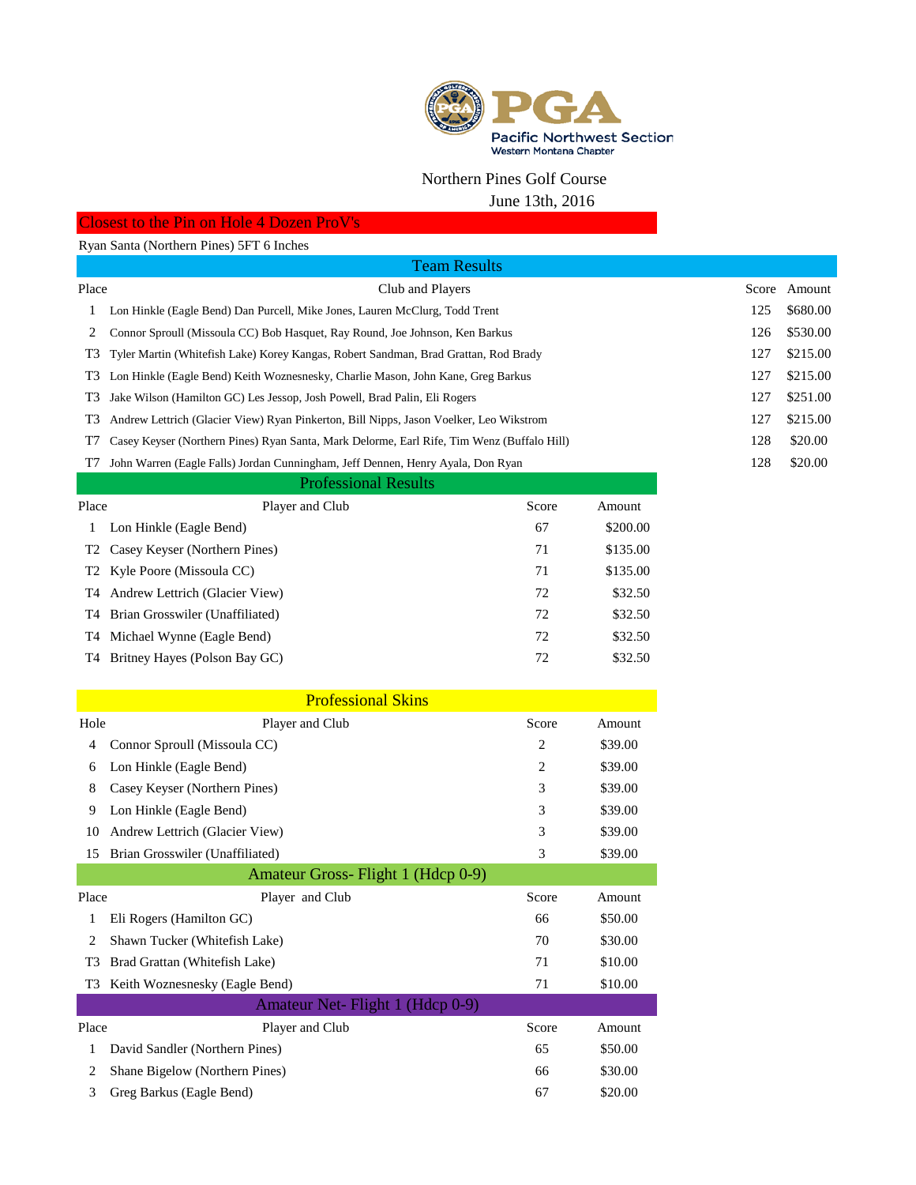PGA Pacific Northwest Section
Western Montana Chapter

Northern Pines Golf Course
June 13th, 2016

## Closest to the Pin on Hole 4 Dozen ProV's

Ryan Santa (Northern Pines) 5FT 6 Inches

## Team Results

| Place | Club and Players | Score | Amount |
|---|---|---|---|
| 1 | Lon Hinkle (Eagle Bend) Dan Purcell, Mike Jones, Lauren McClurg, Todd Trent | 125 | $680.00 |
| 2 | Connor Sproull (Missoula CC) Bob Hasquet, Ray Round, Joe Johnson, Ken Barkus | 126 | $530.00 |
| T3 | Tyler Martin (Whitefish Lake) Korey Kangas, Robert Sandman, Brad Grattan, Rod Brady | 127 | $215.00 |
| T3 | Lon Hinkle (Eagle Bend) Keith Woznesnesky, Charlie Mason, John Kane, Greg Barkus | 127 | $215.00 |
| T3 | Jake Wilson (Hamilton GC) Les Jessop, Josh Powell, Brad Palin, Eli Rogers | 127 | $251.00 |
| T3 | Andrew Lettrich (Glacier View) Ryan Pinkerton, Bill Nipps, Jason Voelker, Leo Wikstrom | 127 | $215.00 |
| T7 | Casey Keyser (Northern Pines) Ryan Santa, Mark Delorme, Earl Rife, Tim Wenz (Buffalo Hill) | 128 | $20.00 |
| T7 | John Warren (Eagle Falls) Jordan Cunningham, Jeff Dennen, Henry Ayala, Don Ryan | 128 | $20.00 |

## Professional Results

| Place | Player and Club | Score | Amount |
|---|---|---|---|
| 1 | Lon Hinkle (Eagle Bend) | 67 | $200.00 |
| T2 | Casey Keyser (Northern Pines) | 71 | $135.00 |
| T2 | Kyle Poore (Missoula CC) | 71 | $135.00 |
| T4 | Andrew Lettrich (Glacier View) | 72 | $32.50 |
| T4 | Brian Grosswiler (Unaffiliated) | 72 | $32.50 |
| T4 | Michael Wynne (Eagle Bend) | 72 | $32.50 |
| T4 | Britney Hayes (Polson Bay GC) | 72 | $32.50 |

## Professional Skins

| Hole | Player and Club | Score | Amount |
|---|---|---|---|
| 4 | Connor Sproull (Missoula CC) | 2 | $39.00 |
| 6 | Lon Hinkle (Eagle Bend) | 2 | $39.00 |
| 8 | Casey Keyser (Northern Pines) | 3 | $39.00 |
| 9 | Lon Hinkle (Eagle Bend) | 3 | $39.00 |
| 10 | Andrew Lettrich (Glacier View) | 3 | $39.00 |
| 15 | Brian Grosswiler (Unaffiliated) | 3 | $39.00 |

## Amateur Gross- Flight 1 (Hdcp 0-9)

| Place | Player and Club | Score | Amount |
|---|---|---|---|
| 1 | Eli Rogers (Hamilton GC) | 66 | $50.00 |
| 2 | Shawn Tucker (Whitefish Lake) | 70 | $30.00 |
| T3 | Brad Grattan (Whitefish Lake) | 71 | $10.00 |
| T3 | Keith Woznesnesky (Eagle Bend) | 71 | $10.00 |

## Amateur Net- Flight 1 (Hdcp 0-9)

| Place | Player and Club | Score | Amount |
|---|---|---|---|
| 1 | David Sandler (Northern Pines) | 65 | $50.00 |
| 2 | Shane Bigelow (Northern Pines) | 66 | $30.00 |
| 3 | Greg Barkus (Eagle Bend) | 67 | $20.00 |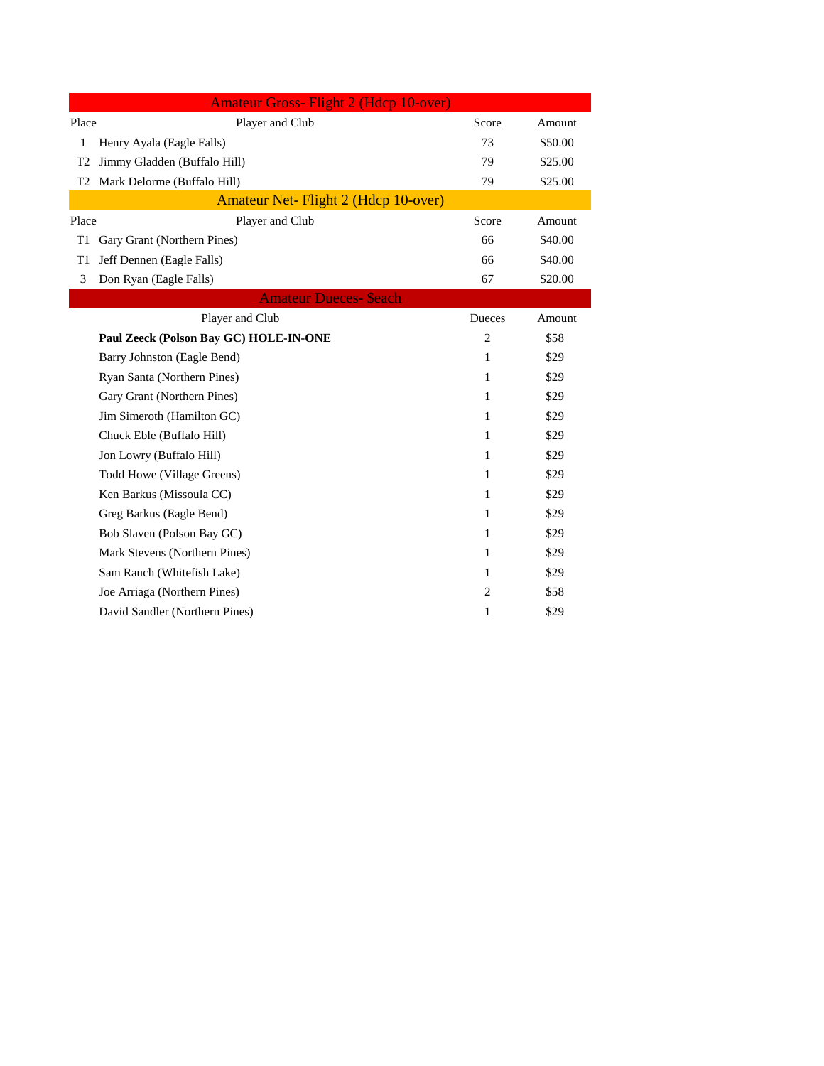| Amateur Gross- Flight 2 (Hdcp 10-over) | | | |
|---|---|---|---|
| Place | Player and Club | Score | Amount |
| 1 | Henry Ayala (Eagle Falls) | 73 | $50.00 |
| T2 | Jimmy Gladden (Buffalo Hill) | 79 | $25.00 |
| T2 | Mark Delorme (Buffalo Hill) | 79 | $25.00 |

| Amateur Net- Flight 2 (Hdcp 10-over) | | | |
|---|---|---|---|
| Place | Player and Club | Score | Amount |
| T1 | Gary Grant (Northern Pines) | 66 | $40.00 |
| T1 | Jeff Dennen (Eagle Falls) | 66 | $40.00 |
| 3 | Don Ryan (Eagle Falls) | 67 | $20.00 |

| Amateur Dueces- $each | | |
|---|---|---|
| Player and Club | Dueces | Amount |
| **Paul Zeeck (Polson Bay GC) HOLE-IN-ONE** | 2 | $58 |
| Barry Johnston (Eagle Bend) | 1 | $29 |
| Ryan Santa (Northern Pines) | 1 | $29 |
| Gary Grant (Northern Pines) | 1 | $29 |
| Jim Simeroth (Hamilton GC) | 1 | $29 |
| Chuck Eble (Buffalo Hill) | 1 | $29 |
| Jon Lowry (Buffalo Hill) | 1 | $29 |
| Todd Howe (Village Greens) | 1 | $29 |
| Ken Barkus (Missoula CC) | 1 | $29 |
| Greg Barkus (Eagle Bend) | 1 | $29 |
| Bob Slaven (Polson Bay GC) | 1 | $29 |
| Mark Stevens (Northern Pines) | 1 | $29 |
| Sam Rauch (Whitefish Lake) | 1 | $29 |
| Joe Arriaga (Northern Pines) | 2 | $58 |
| David Sandler (Northern Pines) | 1 | $29 |